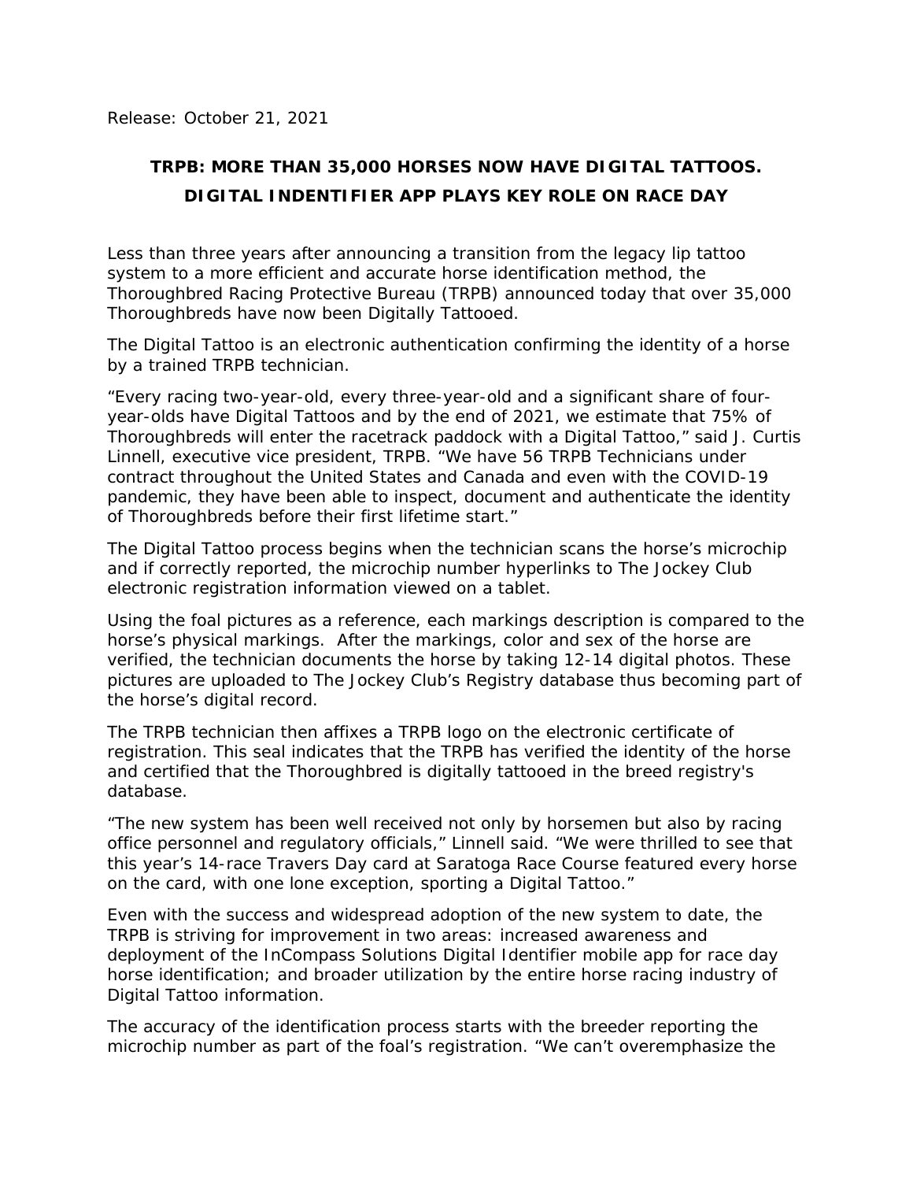Release: October 21, 2021

# TRPB: MORE THAN 35,000 HORSES NOW HAVE DIGITAL TATTOOS. DIGITAL INDENTIFIER APP PLAYS KEY ROLE ON RACE DAY

Less than three years after announcing a transition from the legacy lip tattoo system to a more efficient and accurate horse identification method, the Thoroughbred Racing Protective Bureau (TRPB) announced today that over 35,000 Thoroughbreds have now been Digitally Tattooed.

The Digital Tattoo is an electronic authentication confirming the identity of a horse by a trained TRPB technician.

"Every racing two-year-old, every three-year-old and a significant share of four-year-olds have Digital Tattoos and by the end of 2021, we estimate that 75% of Thoroughbreds will enter the racetrack paddock with a Digital Tattoo," said J. Curtis Linnell, executive vice president, TRPB. "We have 56 TRPB Technicians under contract throughout the United States and Canada and even with the COVID-19 pandemic, they have been able to inspect, document and authenticate the identity of Thoroughbreds before their first lifetime start."

The Digital Tattoo process begins when the technician scans the horse's microchip and if correctly reported, the microchip number hyperlinks to The Jockey Club electronic registration information viewed on a tablet.

Using the foal pictures as a reference, each markings description is compared to the horse's physical markings. After the markings, color and sex of the horse are verified, the technician documents the horse by taking 12-14 digital photos. These pictures are uploaded to The Jockey Club's Registry database thus becoming part of the horse's digital record.

The TRPB technician then affixes a TRPB logo on the electronic certificate of registration. This seal indicates that the TRPB has verified the identity of the horse and certified that the Thoroughbred is digitally tattooed in the breed registry's database.

"The new system has been well received not only by horsemen but also by racing office personnel and regulatory officials," Linnell said. "We were thrilled to see that this year's 14-race Travers Day card at Saratoga Race Course featured every horse on the card, with one lone exception, sporting a Digital Tattoo."

Even with the success and widespread adoption of the new system to date, the TRPB is striving for improvement in two areas: increased awareness and deployment of the InCompass Solutions Digital Identifier mobile app for race day horse identification; and broader utilization by the entire horse racing industry of Digital Tattoo information.

The accuracy of the identification process starts with the breeder reporting the microchip number as part of the foal's registration. "We can't overemphasize the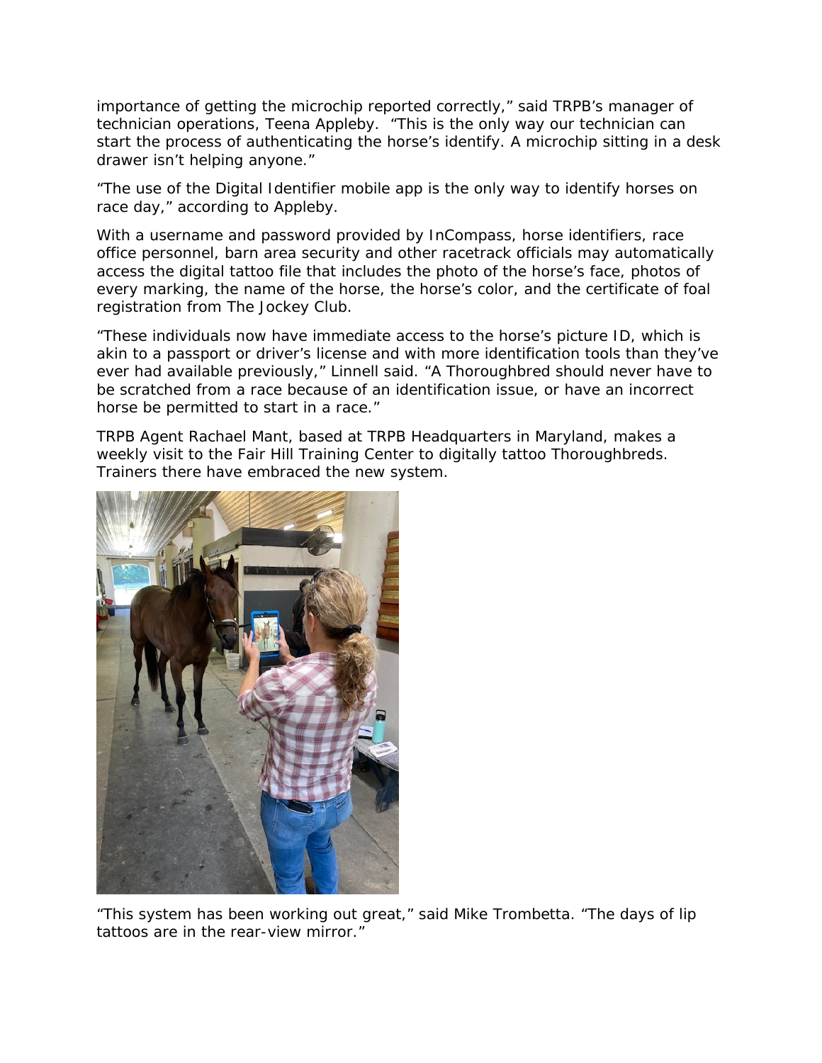importance of getting the microchip reported correctly," said TRPB's manager of technician operations, Teena Appleby. "This is the only way our technician can start the process of authenticating the horse's identify. A microchip sitting in a desk drawer isn't helping anyone."

"The use of the Digital Identifier mobile app is the only way to identify horses on race day," according to Appleby.

With a username and password provided by InCompass, horse identifiers, race office personnel, barn area security and other racetrack officials may automatically access the digital tattoo file that includes the photo of the horse's face, photos of every marking, the name of the horse, the horse's color, and the certificate of foal registration from The Jockey Club.

"These individuals now have immediate access to the horse's picture ID, which is akin to a passport or driver's license and with more identification tools than they've ever had available previously," Linnell said. "A Thoroughbred should never have to be scratched from a race because of an identification issue, or have an incorrect horse be permitted to start in a race."

TRPB Agent Rachael Mant, based at TRPB Headquarters in Maryland, makes a weekly visit to the Fair Hill Training Center to digitally tattoo Thoroughbreds. Trainers there have embraced the new system.

"This system has been working out great," said Mike Trombetta. "The days of lip tattoos are in the rear-view mirror."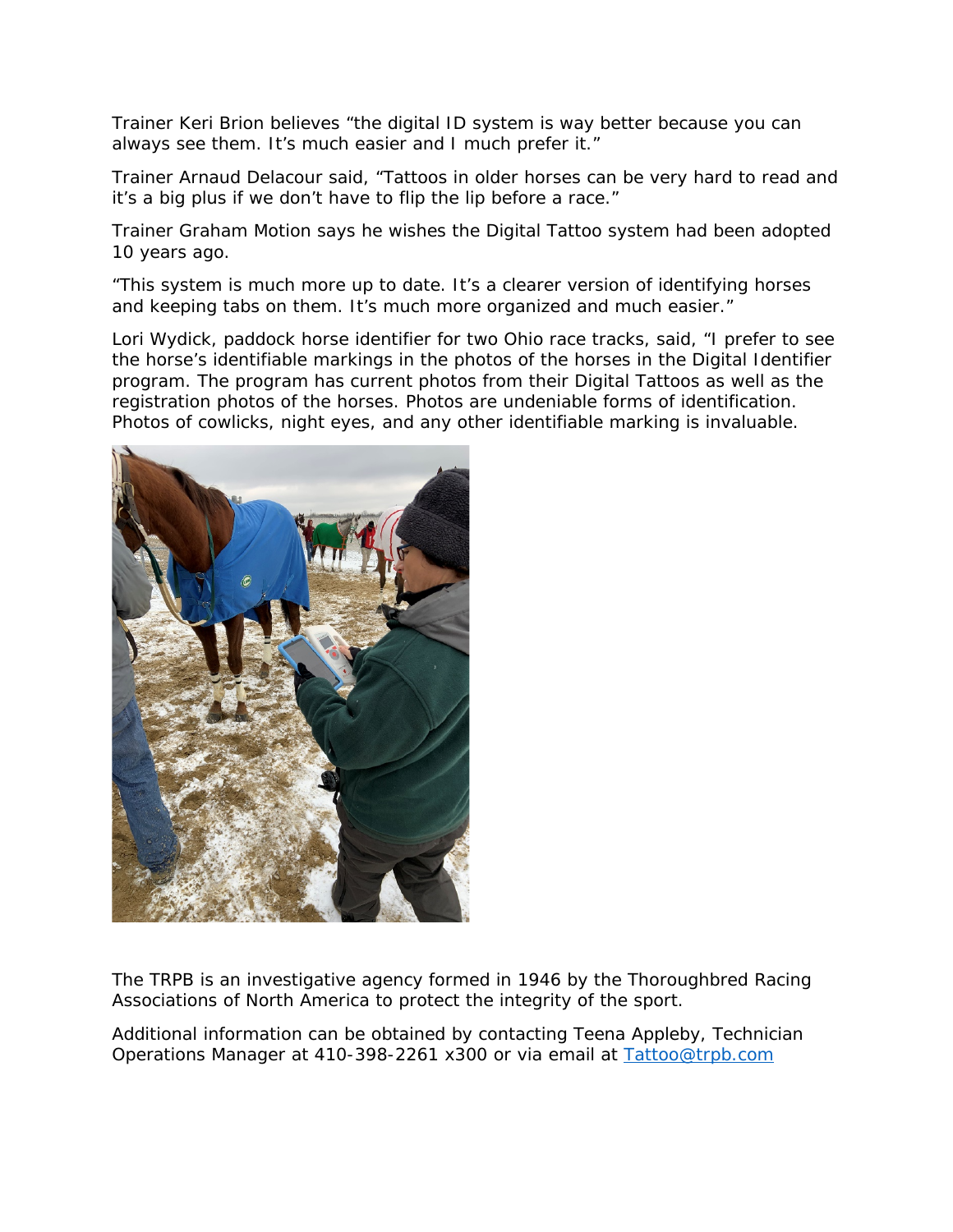Trainer Keri Brion believes “the digital ID system is way better because you can always see them. It’s much easier and I much prefer it.”

Trainer Arnaud Delacour said, “Tattoos in older horses can be very hard to read and it’s a big plus if we don’t have to flip the lip before a race.”

Trainer Graham Motion says he wishes the Digital Tattoo system had been adopted 10 years ago.

“This system is much more up to date. It’s a clearer version of identifying horses and keeping tabs on them. It’s much more organized and much easier.”

Lori Wydick, paddock horse identifier for two Ohio race tracks, said, “I prefer to see the horse’s identifiable markings in the photos of the horses in the Digital Identifier program. The program has current photos from their Digital Tattoos as well as the registration photos of the horses. Photos are undeniable forms of identification. Photos of cowlicks, night eyes, and any other identifiable marking is invaluable.

The TRPB is an investigative agency formed in 1946 by the Thoroughbred Racing Associations of North America to protect the integrity of the sport.

Additional information can be obtained by contacting Teena Appleby, Technician Operations Manager at 410-398-2261 x300 or via email at [Tattoo@trpb.com](mailto:Tattoo@trpb.com)